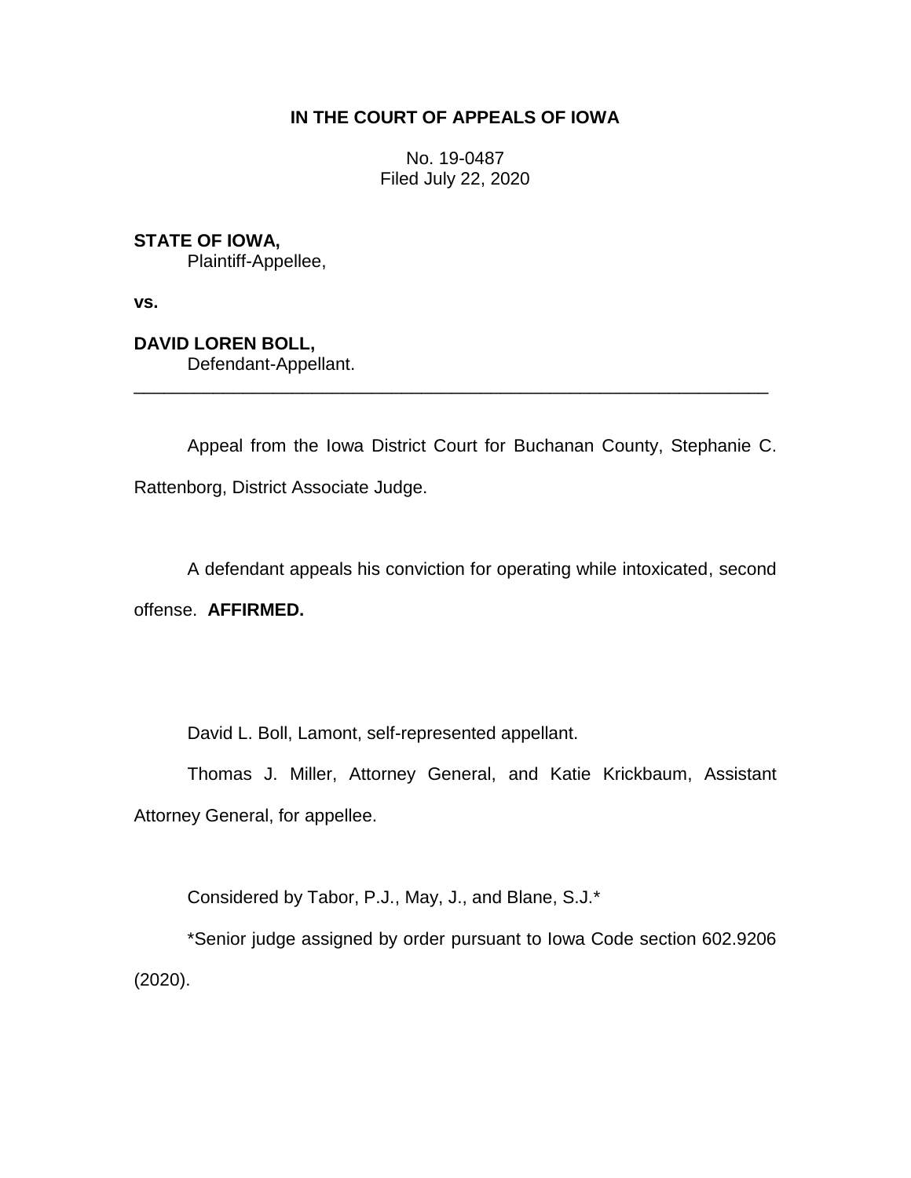**IN THE COURT OF APPEALS OF IOWA**

No. 19-0487
Filed July 22, 2020

**STATE OF IOWA,**
Plaintiff-Appellee,

**vs.**

**DAVID LOREN BOLL,**
Defendant-Appellant.

---

Appeal from the Iowa District Court for Buchanan County, Stephanie C. Rattenborg, District Associate Judge.

A defendant appeals his conviction for operating while intoxicated, second offense. **AFFIRMED.**

David L. Boll, Lamont, self-represented appellant.

Thomas J. Miller, Attorney General, and Katie Krickbaum, Assistant Attorney General, for appellee.

Considered by Tabor, P.J., May, J., and Blane, S.J.*

*Senior judge assigned by order pursuant to Iowa Code section 602.9206 (2020).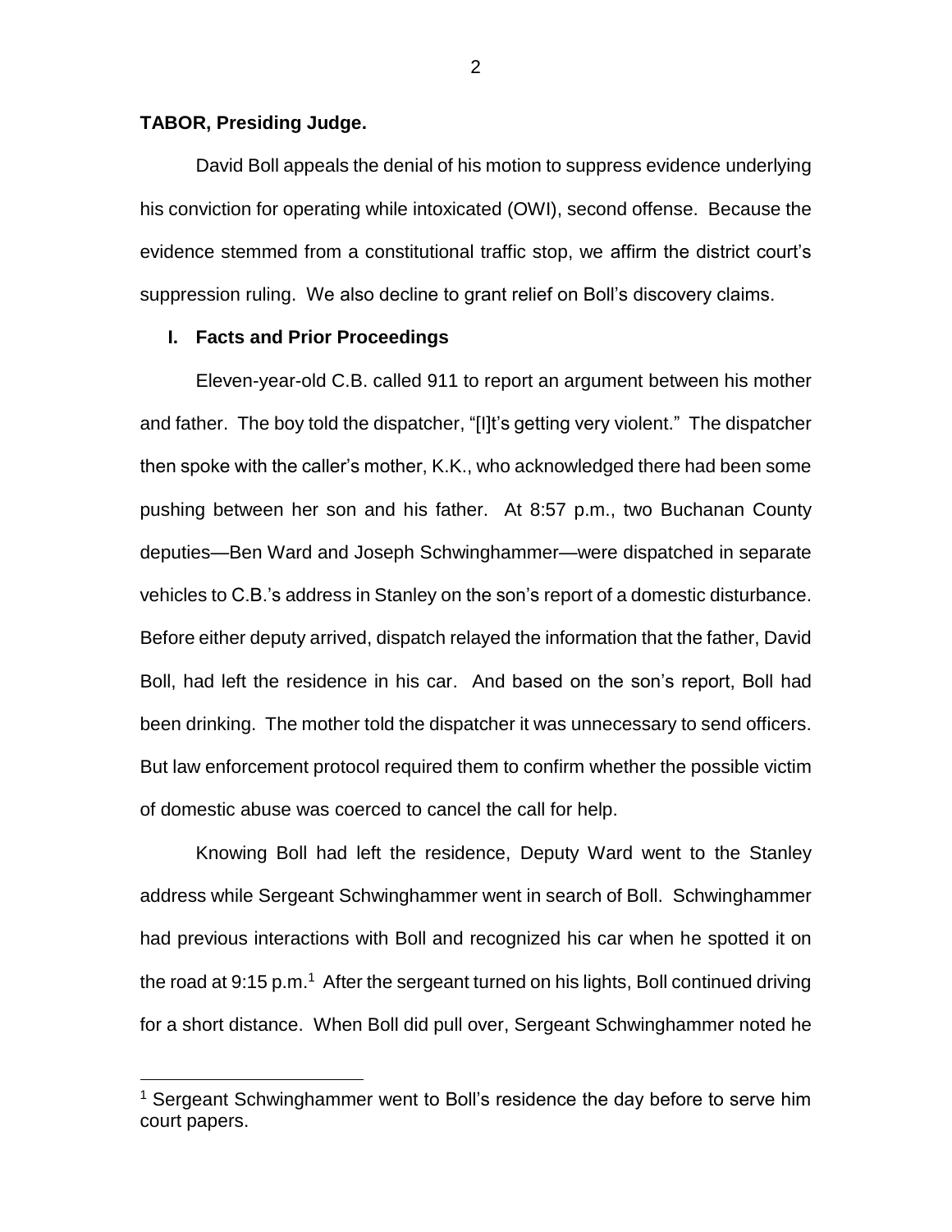**TABOR, Presiding Judge.**

David Boll appeals the denial of his motion to suppress evidence underlying his conviction for operating while intoxicated (OWI), second offense. Because the evidence stemmed from a constitutional traffic stop, we affirm the district court's suppression ruling. We also decline to grant relief on Boll's discovery claims.

## I. Facts and Prior Proceedings

Eleven-year-old C.B. called 911 to report an argument between his mother and father. The boy told the dispatcher, "[I]t's getting very violent." The dispatcher then spoke with the caller's mother, K.K., who acknowledged there had been some pushing between her son and his father. At 8:57 p.m., two Buchanan County deputies—Ben Ward and Joseph Schwinghammer—were dispatched in separate vehicles to C.B.'s address in Stanley on the son's report of a domestic disturbance. Before either deputy arrived, dispatch relayed the information that the father, David Boll, had left the residence in his car. And based on the son's report, Boll had been drinking. The mother told the dispatcher it was unnecessary to send officers. But law enforcement protocol required them to confirm whether the possible victim of domestic abuse was coerced to cancel the call for help.

Knowing Boll had left the residence, Deputy Ward went to the Stanley address while Sergeant Schwinghammer went in search of Boll. Schwinghammer had previous interactions with Boll and recognized his car when he spotted it on the road at 9:15 p.m.[1] After the sergeant turned on his lights, Boll continued driving for a short distance. When Boll did pull over, Sergeant Schwinghammer noted he

[1] Sergeant Schwinghammer went to Boll's residence the day before to serve him court papers.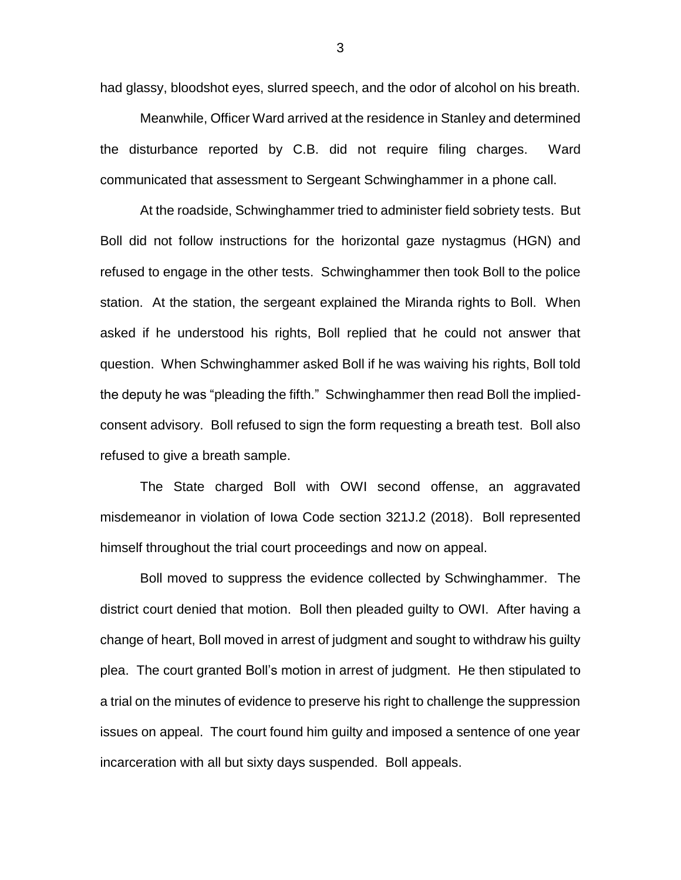had glassy, bloodshot eyes, slurred speech, and the odor of alcohol on his breath.

Meanwhile, Officer Ward arrived at the residence in Stanley and determined the disturbance reported by C.B. did not require filing charges. Ward communicated that assessment to Sergeant Schwinghammer in a phone call.

At the roadside, Schwinghammer tried to administer field sobriety tests. But Boll did not follow instructions for the horizontal gaze nystagmus (HGN) and refused to engage in the other tests. Schwinghammer then took Boll to the police station. At the station, the sergeant explained the Miranda rights to Boll. When asked if he understood his rights, Boll replied that he could not answer that question. When Schwinghammer asked Boll if he was waiving his rights, Boll told the deputy he was "pleading the fifth." Schwinghammer then read Boll the implied-consent advisory. Boll refused to sign the form requesting a breath test. Boll also refused to give a breath sample.

The State charged Boll with OWI second offense, an aggravated misdemeanor in violation of Iowa Code section 321J.2 (2018). Boll represented himself throughout the trial court proceedings and now on appeal.

Boll moved to suppress the evidence collected by Schwinghammer. The district court denied that motion. Boll then pleaded guilty to OWI. After having a change of heart, Boll moved in arrest of judgment and sought to withdraw his guilty plea. The court granted Boll's motion in arrest of judgment. He then stipulated to a trial on the minutes of evidence to preserve his right to challenge the suppression issues on appeal. The court found him guilty and imposed a sentence of one year incarceration with all but sixty days suspended. Boll appeals.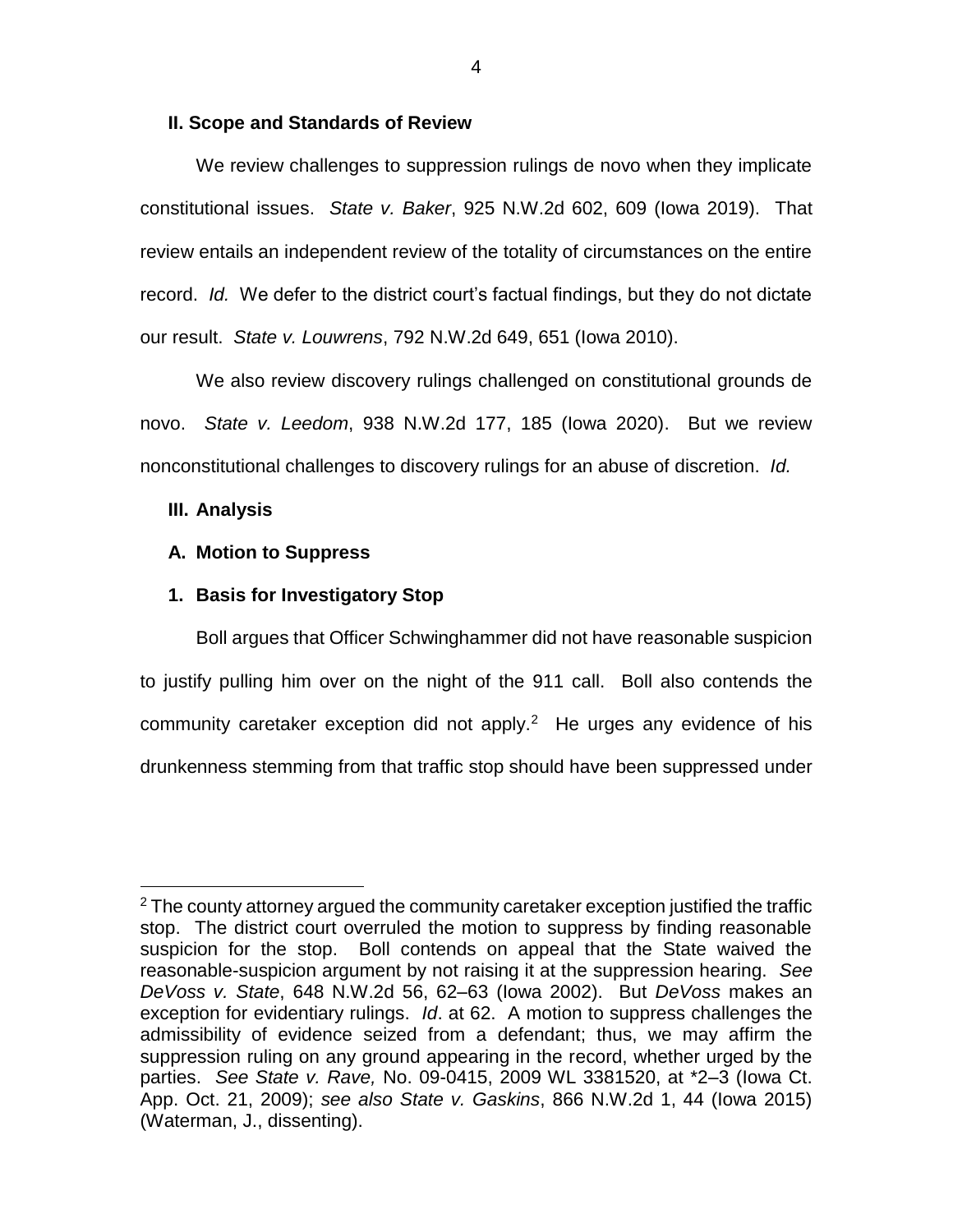## II. Scope and Standards of Review

We review challenges to suppression rulings de novo when they implicate constitutional issues. *State v. Baker*, 925 N.W.2d 602, 609 (Iowa 2019). That review entails an independent review of the totality of circumstances on the entire record. *Id.* We defer to the district court's factual findings, but they do not dictate our result. *State v. Louwrens*, 792 N.W.2d 649, 651 (Iowa 2010).

We also review discovery rulings challenged on constitutional grounds de novo. *State v. Leedom*, 938 N.W.2d 177, 185 (Iowa 2020). But we review nonconstitutional challenges to discovery rulings for an abuse of discretion. *Id.*

## III. Analysis

### A. Motion to Suppress

#### 1. Basis for Investigatory Stop

Boll argues that Officer Schwinghammer did not have reasonable suspicion to justify pulling him over on the night of the 911 call. Boll also contends the community caretaker exception did not apply.[2] He urges any evidence of his drunkenness stemming from that traffic stop should have been suppressed under

[2] The county attorney argued the community caretaker exception justified the traffic stop. The district court overruled the motion to suppress by finding reasonable suspicion for the stop. Boll contends on appeal that the State waived the reasonable-suspicion argument by not raising it at the suppression hearing. *See DeVoss v. State*, 648 N.W.2d 56, 62–63 (Iowa 2002). But *DeVoss* makes an exception for evidentiary rulings. *Id*. at 62. A motion to suppress challenges the admissibility of evidence seized from a defendant; thus, we may affirm the suppression ruling on any ground appearing in the record, whether urged by the parties. *See State v. Rave,* No. 09-0415, 2009 WL 3381520, at *2–3 (Iowa Ct. App. Oct. 21, 2009); *see also State v. Gaskins*, 866 N.W.2d 1, 44 (Iowa 2015) (Waterman, J., dissenting).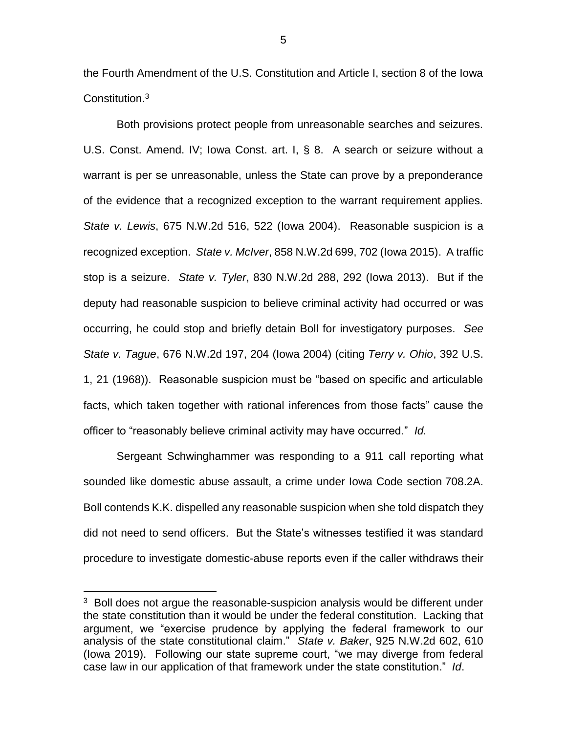the Fourth Amendment of the U.S. Constitution and Article I, section 8 of the Iowa Constitution.[3]

Both provisions protect people from unreasonable searches and seizures. U.S. Const. Amend. IV; Iowa Const. art. I, § 8. A search or seizure without a warrant is per se unreasonable, unless the State can prove by a preponderance of the evidence that a recognized exception to the warrant requirement applies. *State v. Lewis*, 675 N.W.2d 516, 522 (Iowa 2004). Reasonable suspicion is a recognized exception. *State v. McIver*, 858 N.W.2d 699, 702 (Iowa 2015). A traffic stop is a seizure. *State v. Tyler*, 830 N.W.2d 288, 292 (Iowa 2013). But if the deputy had reasonable suspicion to believe criminal activity had occurred or was occurring, he could stop and briefly detain Boll for investigatory purposes. *See State v. Tague*, 676 N.W.2d 197, 204 (Iowa 2004) (citing *Terry v. Ohio*, 392 U.S. 1, 21 (1968)). Reasonable suspicion must be "based on specific and articulable facts, which taken together with rational inferences from those facts" cause the officer to "reasonably believe criminal activity may have occurred." *Id.*

Sergeant Schwinghammer was responding to a 911 call reporting what sounded like domestic abuse assault, a crime under Iowa Code section 708.2A. Boll contends K.K. dispelled any reasonable suspicion when she told dispatch they did not need to send officers. But the State's witnesses testified it was standard procedure to investigate domestic-abuse reports even if the caller withdraws their

[3] Boll does not argue the reasonable-suspicion analysis would be different under the state constitution than it would be under the federal constitution. Lacking that argument, we "exercise prudence by applying the federal framework to our analysis of the state constitutional claim." *State v. Baker*, 925 N.W.2d 602, 610 (Iowa 2019). Following our state supreme court, "we may diverge from federal case law in our application of that framework under the state constitution." *Id*.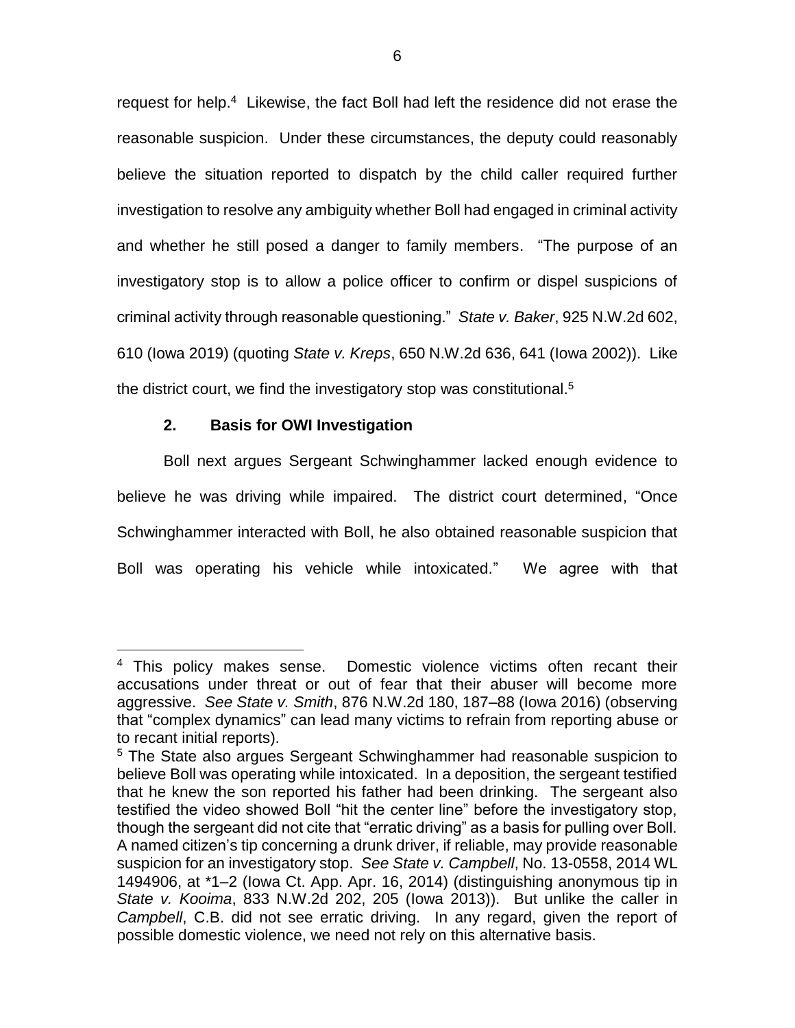request for help.[4] Likewise, the fact Boll had left the residence did not erase the reasonable suspicion. Under these circumstances, the deputy could reasonably believe the situation reported to dispatch by the child caller required further investigation to resolve any ambiguity whether Boll had engaged in criminal activity and whether he still posed a danger to family members. "The purpose of an investigatory stop is to allow a police officer to confirm or dispel suspicions of criminal activity through reasonable questioning." *State v. Baker*, 925 N.W.2d 602, 610 (Iowa 2019) (quoting *State v. Kreps*, 650 N.W.2d 636, 641 (Iowa 2002)). Like the district court, we find the investigatory stop was constitutional.[5]

**2. Basis for OWI Investigation**

Boll next argues Sergeant Schwinghammer lacked enough evidence to believe he was driving while impaired. The district court determined, "Once Schwinghammer interacted with Boll, he also obtained reasonable suspicion that Boll was operating his vehicle while intoxicated." We agree with that

---

[4] This policy makes sense. Domestic violence victims often recant their accusations under threat or out of fear that their abuser will become more aggressive. *See State v. Smith*, 876 N.W.2d 180, 187–88 (Iowa 2016) (observing that "complex dynamics" can lead many victims to refrain from reporting abuse or to recant initial reports).

[5] The State also argues Sergeant Schwinghammer had reasonable suspicion to believe Boll was operating while intoxicated. In a deposition, the sergeant testified that he knew the son reported his father had been drinking. The sergeant also testified the video showed Boll "hit the center line" before the investigatory stop, though the sergeant did not cite that "erratic driving" as a basis for pulling over Boll. A named citizen's tip concerning a drunk driver, if reliable, may provide reasonable suspicion for an investigatory stop. *See State v. Campbell*, No. 13-0558, 2014 WL 1494906, at *1–2 (Iowa Ct. App. Apr. 16, 2014) (distinguishing anonymous tip in *State v. Kooima*, 833 N.W.2d 202, 205 (Iowa 2013)). But unlike the caller in *Campbell*, C.B. did not see erratic driving. In any regard, given the report of possible domestic violence, we need not rely on this alternative basis.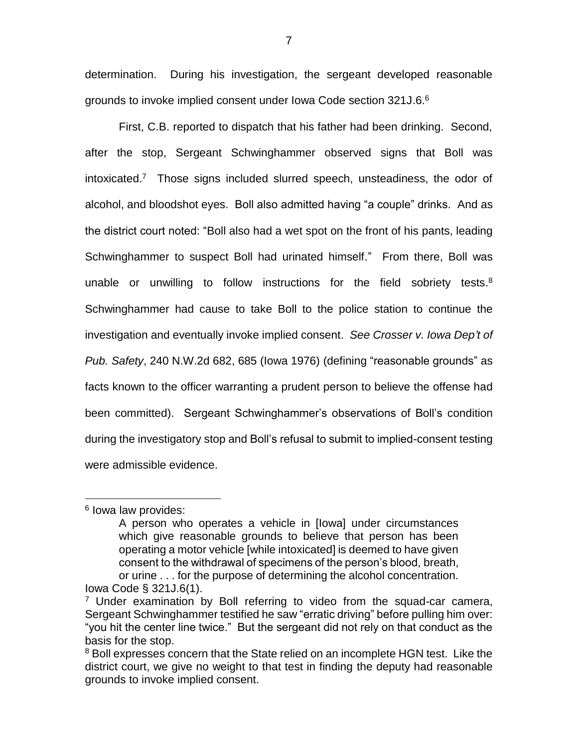determination. During his investigation, the sergeant developed reasonable grounds to invoke implied consent under Iowa Code section 321J.6.[6]

First, C.B. reported to dispatch that his father had been drinking. Second, after the stop, Sergeant Schwinghammer observed signs that Boll was intoxicated.[7] Those signs included slurred speech, unsteadiness, the odor of alcohol, and bloodshot eyes. Boll also admitted having "a couple" drinks. And as the district court noted: "Boll also had a wet spot on the front of his pants, leading Schwinghammer to suspect Boll had urinated himself." From there, Boll was unable or unwilling to follow instructions for the field sobriety tests.[8] Schwinghammer had cause to take Boll to the police station to continue the investigation and eventually invoke implied consent. *See Crosser v. Iowa Dep't of Pub. Safety*, 240 N.W.2d 682, 685 (Iowa 1976) (defining "reasonable grounds" as facts known to the officer warranting a prudent person to believe the offense had been committed). Sergeant Schwinghammer's observations of Boll's condition during the investigatory stop and Boll's refusal to submit to implied-consent testing were admissible evidence.

---

[6] Iowa law provides:

> A person who operates a vehicle in [Iowa] under circumstances which give reasonable grounds to believe that person has been operating a motor vehicle [while intoxicated] is deemed to have given consent to the withdrawal of specimens of the person's blood, breath, or urine . . . for the purpose of determining the alcohol concentration.

Iowa Code § 321J.6(1).

[7] Under examination by Boll referring to video from the squad-car camera, Sergeant Schwinghammer testified he saw "erratic driving" before pulling him over: "you hit the center line twice." But the sergeant did not rely on that conduct as the basis for the stop.

[8] Boll expresses concern that the State relied on an incomplete HGN test. Like the district court, we give no weight to that test in finding the deputy had reasonable grounds to invoke implied consent.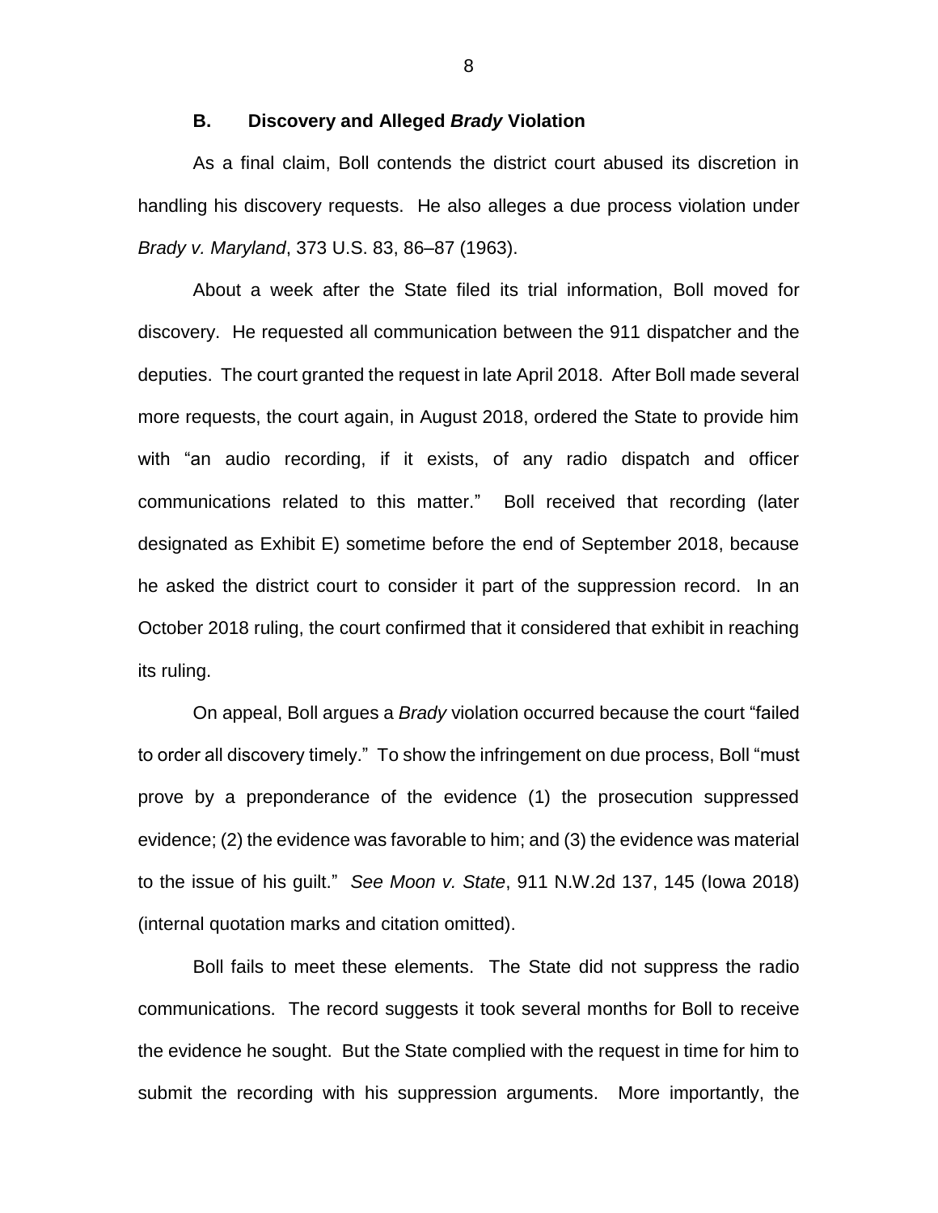### B. Discovery and Alleged *Brady* Violation

As a final claim, Boll contends the district court abused its discretion in handling his discovery requests. He also alleges a due process violation under *Brady v. Maryland*, 373 U.S. 83, 86–87 (1963).

About a week after the State filed its trial information, Boll moved for discovery. He requested all communication between the 911 dispatcher and the deputies. The court granted the request in late April 2018. After Boll made several more requests, the court again, in August 2018, ordered the State to provide him with "an audio recording, if it exists, of any radio dispatch and officer communications related to this matter." Boll received that recording (later designated as Exhibit E) sometime before the end of September 2018, because he asked the district court to consider it part of the suppression record. In an October 2018 ruling, the court confirmed that it considered that exhibit in reaching its ruling.

On appeal, Boll argues a *Brady* violation occurred because the court "failed to order all discovery timely." To show the infringement on due process, Boll "must prove by a preponderance of the evidence (1) the prosecution suppressed evidence; (2) the evidence was favorable to him; and (3) the evidence was material to the issue of his guilt." *See Moon v. State*, 911 N.W.2d 137, 145 (Iowa 2018) (internal quotation marks and citation omitted).

Boll fails to meet these elements. The State did not suppress the radio communications. The record suggests it took several months for Boll to receive the evidence he sought. But the State complied with the request in time for him to submit the recording with his suppression arguments. More importantly, the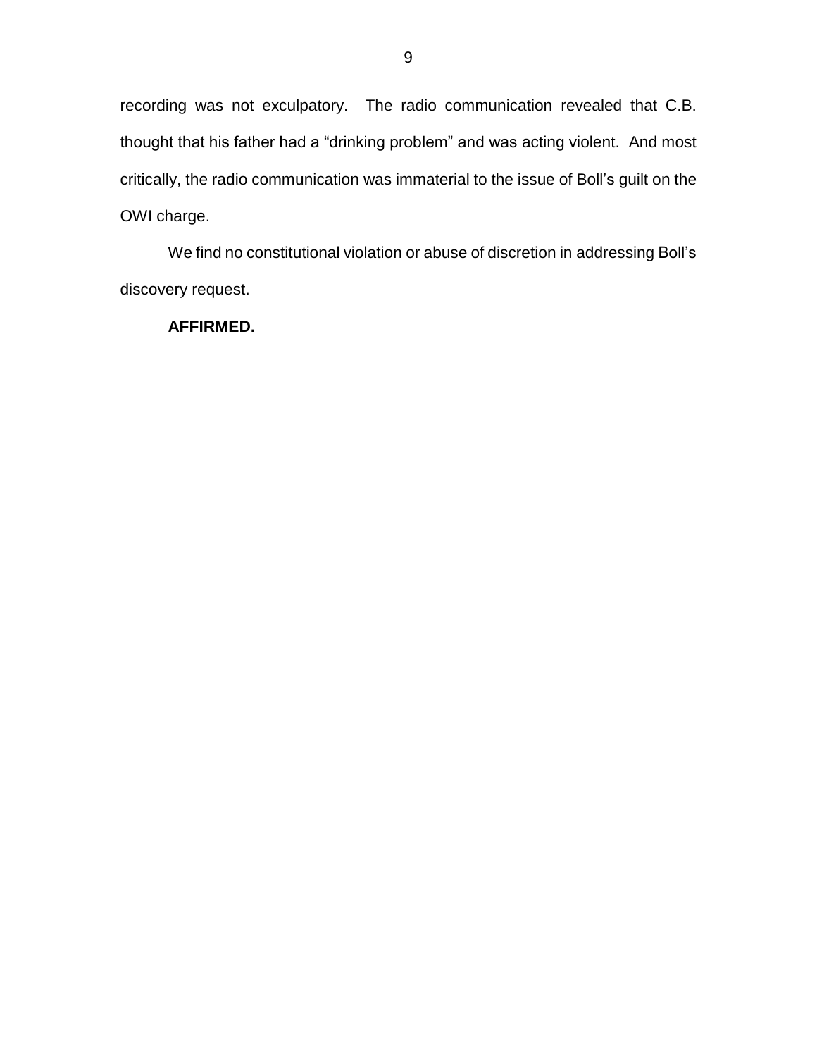recording was not exculpatory. The radio communication revealed that C.B. thought that his father had a "drinking problem" and was acting violent. And most critically, the radio communication was immaterial to the issue of Boll's guilt on the OWI charge.

We find no constitutional violation or abuse of discretion in addressing Boll's discovery request.

**AFFIRMED.**